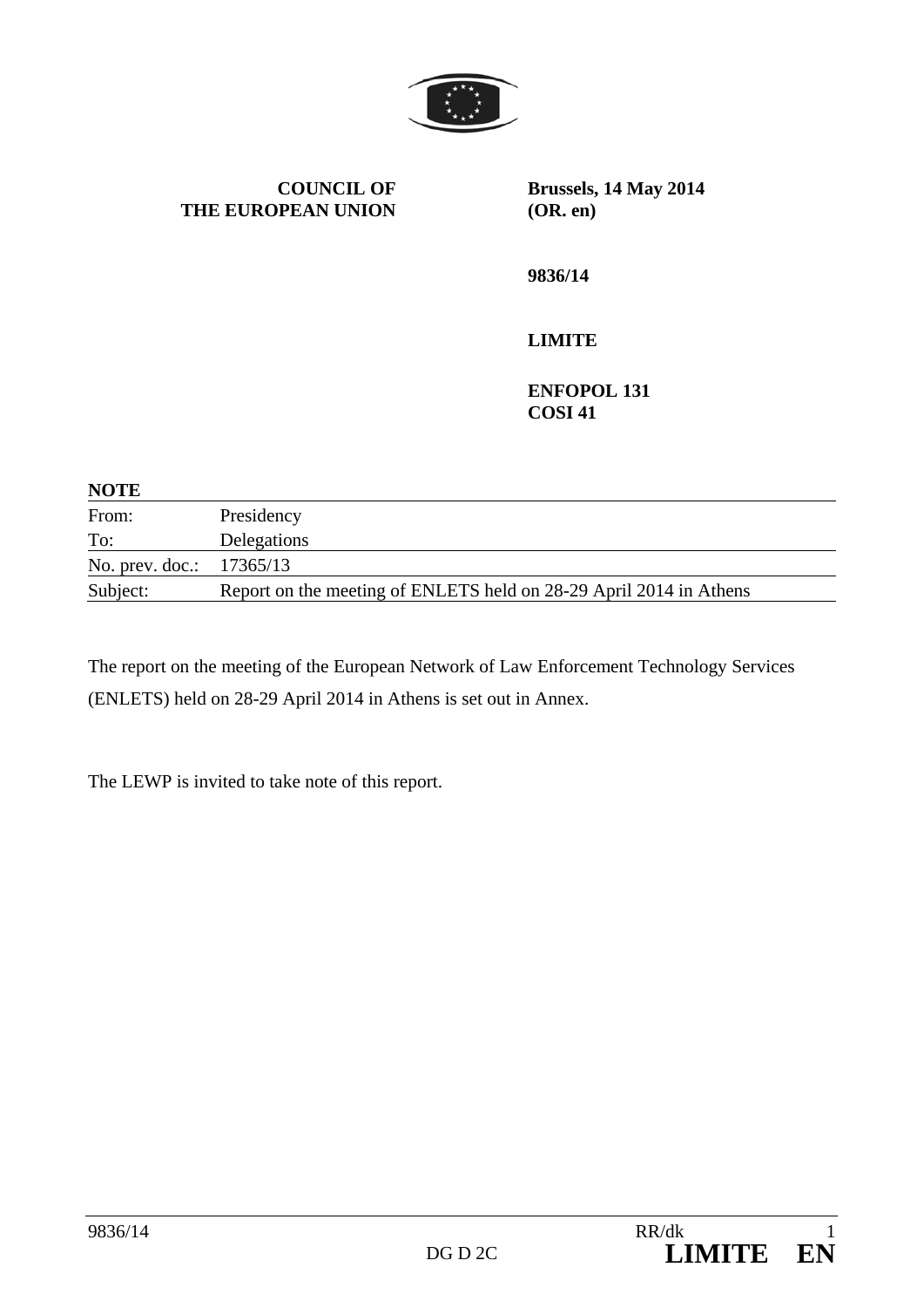**COUNCIL OF THE EUROPEAN UNION**

**Brussels, 14 May 2014 (OR. en)**

**9836/14**

**LIMITE**

**ENFOPOL 131**
**COSI 41**

**NOTE**

| | |
|---|---|
| From: | Presidency |
| To: | Delegations |
| No. prev. doc.: | 17365/13 |
| Subject: | Report on the meeting of ENLETS held on 28-29 April 2014 in Athens |

The report on the meeting of the European Network of Law Enforcement Technology Services (ENLETS) held on 28-29 April 2014 in Athens is set out in Annex.

The LEWP is invited to take note of this report.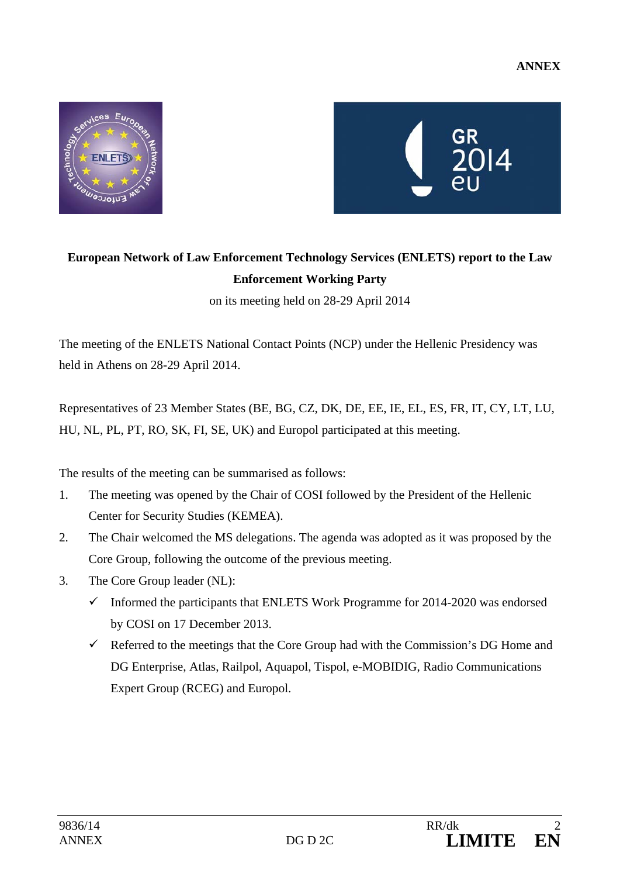**ANNEX**

**European Network of Law Enforcement Technology Services (ENLETS) report to the Law Enforcement Working Party**

on its meeting held on 28-29 April 2014

The meeting of the ENLETS National Contact Points (NCP) under the Hellenic Presidency was held in Athens on 28-29 April 2014.

Representatives of 23 Member States (BE, BG, CZ, DK, DE, EE, IE, EL, ES, FR, IT, CY, LT, LU, HU, NL, PL, PT, RO, SK, FI, SE, UK) and Europol participated at this meeting.

The results of the meeting can be summarised as follows:

1. The meeting was opened by the Chair of COSI followed by the President of the Hellenic Center for Security Studies (KEMEA).
2. The Chair welcomed the MS delegations. The agenda was adopted as it was proposed by the Core Group, following the outcome of the previous meeting.
3. The Core Group leader (NL):
   - ✓ Informed the participants that ENLETS Work Programme for 2014-2020 was endorsed by COSI on 17 December 2013.
   - ✓ Referred to the meetings that the Core Group had with the Commission's DG Home and DG Enterprise, Atlas, Railpol, Aquapol, Tispol, e-MOBIDIG, Radio Communications Expert Group (RCEG) and Europol.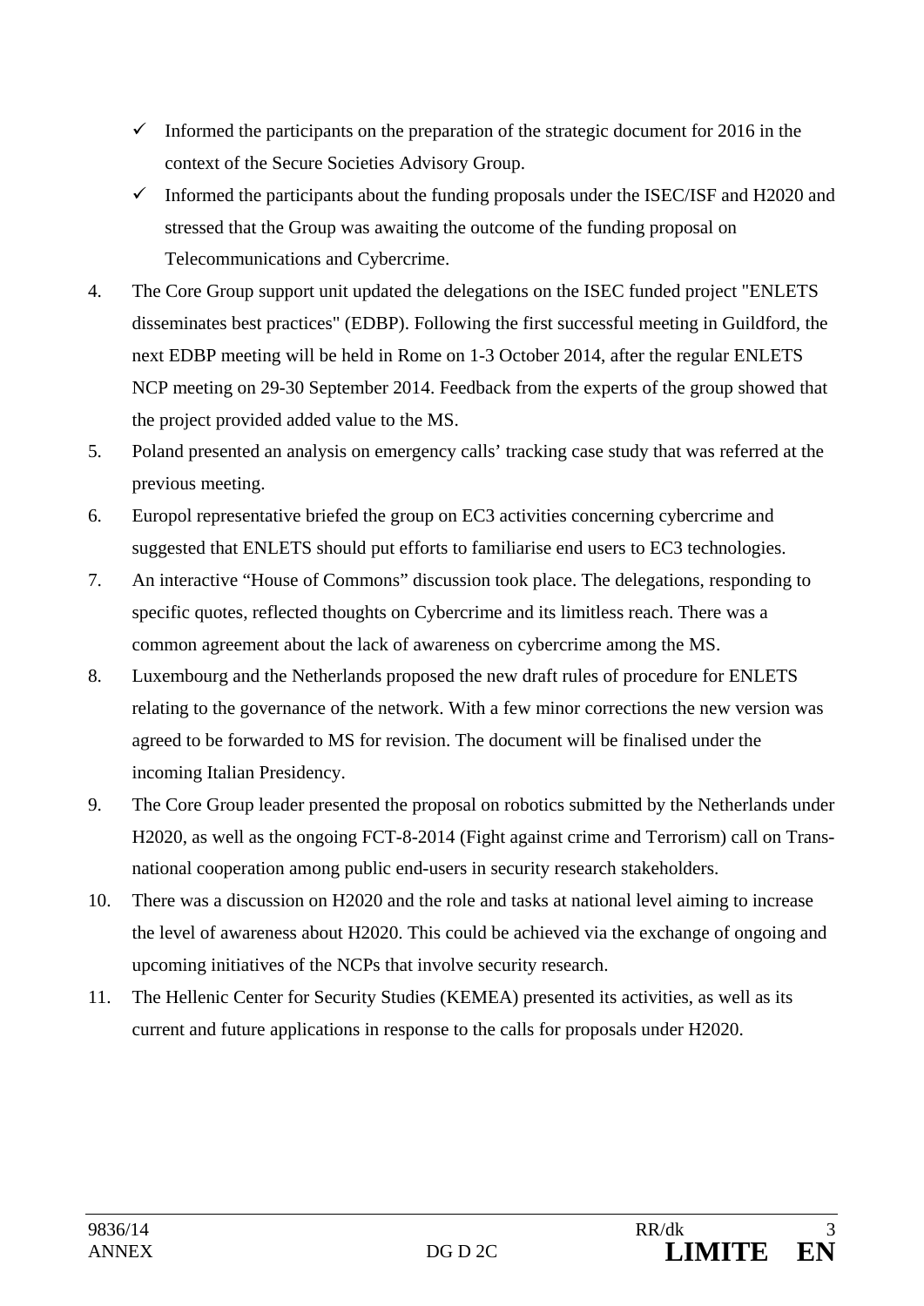- ✓ Informed the participants on the preparation of the strategic document for 2016 in the context of the Secure Societies Advisory Group.
- ✓ Informed the participants about the funding proposals under the ISEC/ISF and H2020 and stressed that the Group was awaiting the outcome of the funding proposal on Telecommunications and Cybercrime.

4. The Core Group support unit updated the delegations on the ISEC funded project "ENLETS disseminates best practices" (EDBP). Following the first successful meeting in Guildford, the next EDBP meeting will be held in Rome on 1-3 October 2014, after the regular ENLETS NCP meeting on 29-30 September 2014. Feedback from the experts of the group showed that the project provided added value to the MS.
5. Poland presented an analysis on emergency calls' tracking case study that was referred at the previous meeting.
6. Europol representative briefed the group on EC3 activities concerning cybercrime and suggested that ENLETS should put efforts to familiarise end users to EC3 technologies.
7. An interactive "House of Commons" discussion took place. The delegations, responding to specific quotes, reflected thoughts on Cybercrime and its limitless reach. There was a common agreement about the lack of awareness on cybercrime among the MS.
8. Luxembourg and the Netherlands proposed the new draft rules of procedure for ENLETS relating to the governance of the network. With a few minor corrections the new version was agreed to be forwarded to MS for revision. The document will be finalised under the incoming Italian Presidency.
9. The Core Group leader presented the proposal on robotics submitted by the Netherlands under H2020, as well as the ongoing FCT-8-2014 (Fight against crime and Terrorism) call on Trans-national cooperation among public end-users in security research stakeholders.
10. There was a discussion on H2020 and the role and tasks at national level aiming to increase the level of awareness about H2020. This could be achieved via the exchange of ongoing and upcoming initiatives of the NCPs that involve security research.
11. The Hellenic Center for Security Studies (KEMEA) presented its activities, as well as its current and future applications in response to the calls for proposals under H2020.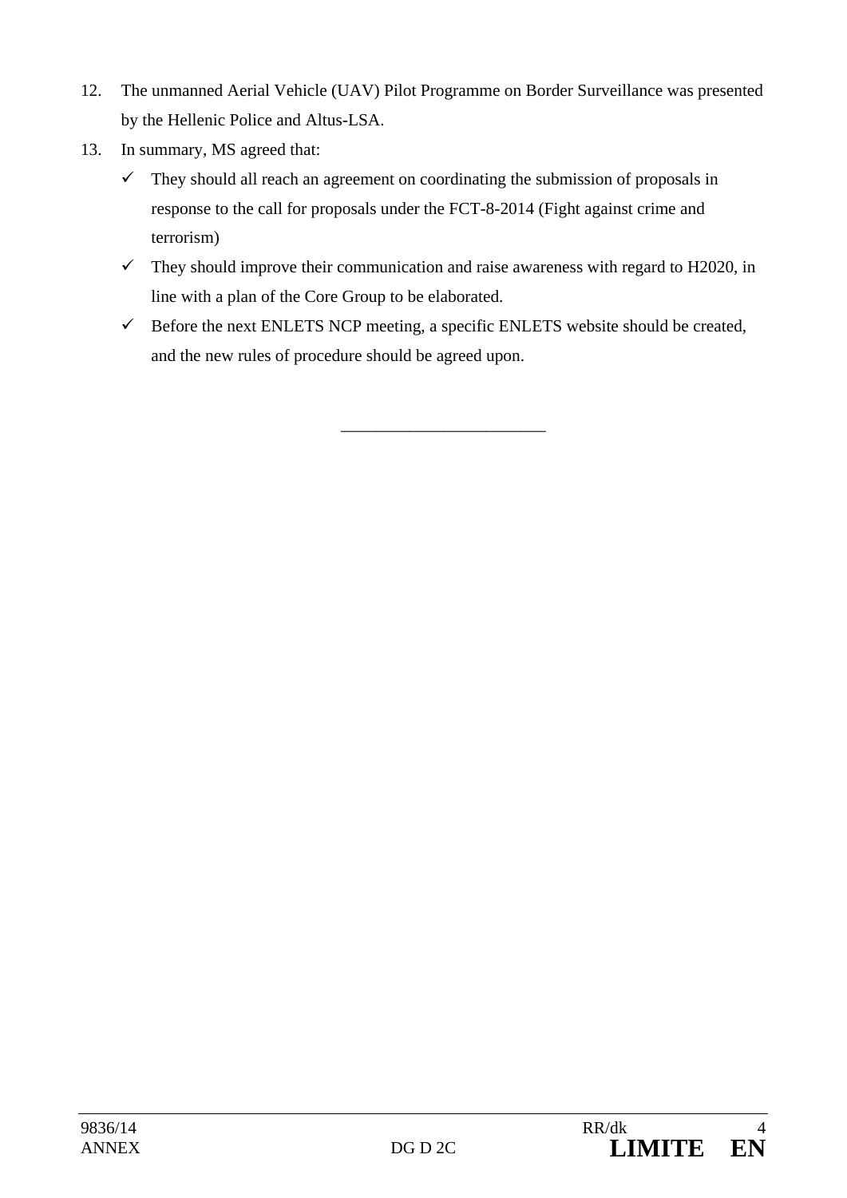12. The unmanned Aerial Vehicle (UAV) Pilot Programme on Border Surveillance was presented by the Hellenic Police and Altus-LSA.
13. In summary, MS agreed that:
    - ✓ They should all reach an agreement on coordinating the submission of proposals in response to the call for proposals under the FCT-8-2014 (Fight against crime and terrorism)
    - ✓ They should improve their communication and raise awareness with regard to H2020, in line with a plan of the Core Group to be elaborated.
    - ✓ Before the next ENLETS NCP meeting, a specific ENLETS website should be created, and the new rules of procedure should be agreed upon.

---